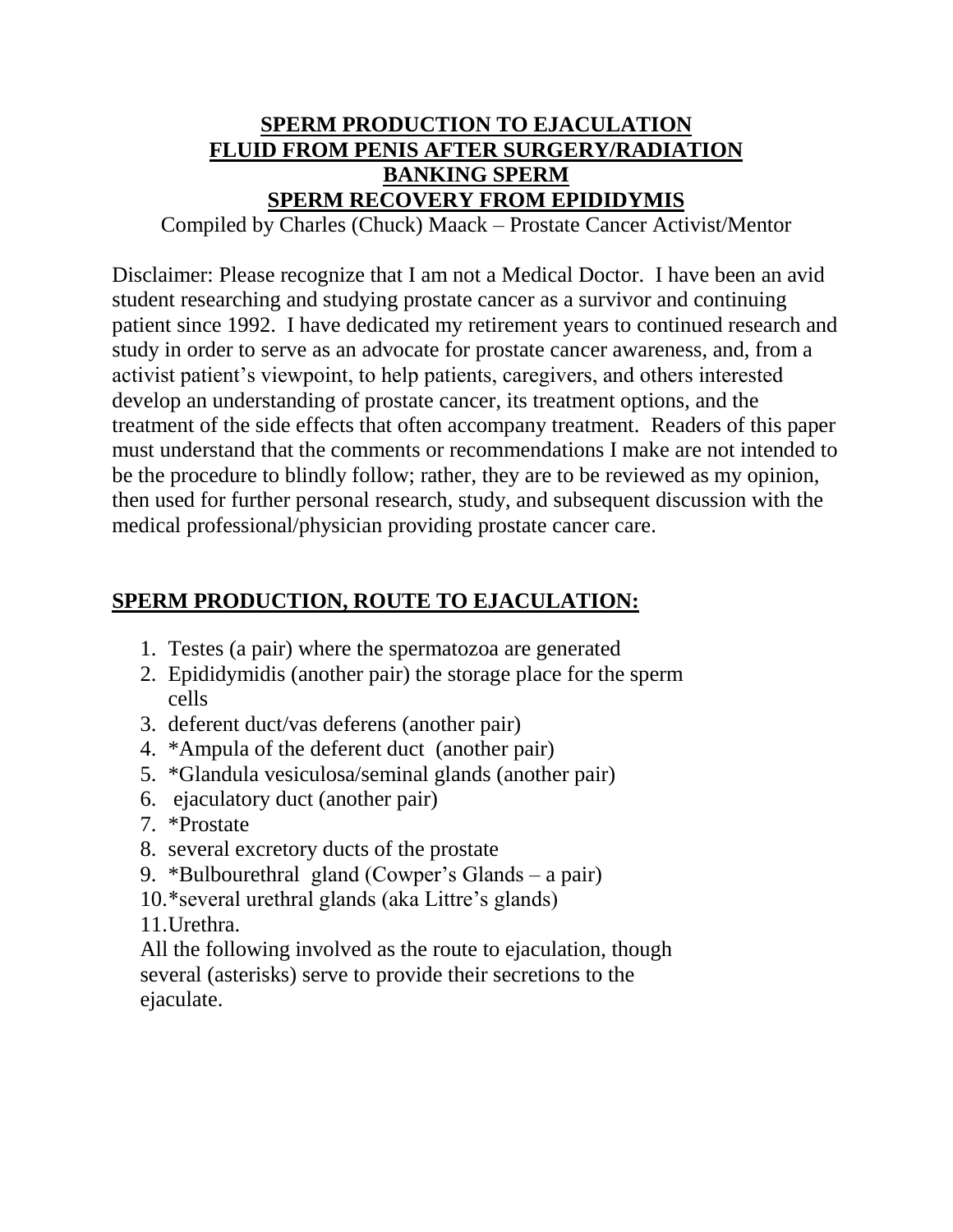# SPERM PRODUCTION TO EJACULATION
# FLUID FROM PENIS AFTER SURGERY/RADIATION
# BANKING SPERM
# SPERM RECOVERY FROM EPIDIDYMIS

Compiled by Charles (Chuck) Maack – Prostate Cancer Activist/Mentor

Disclaimer: Please recognize that I am not a Medical Doctor. I have been an avid student researching and studying prostate cancer as a survivor and continuing patient since 1992. I have dedicated my retirement years to continued research and study in order to serve as an advocate for prostate cancer awareness, and, from a activist patient's viewpoint, to help patients, caregivers, and others interested develop an understanding of prostate cancer, its treatment options, and the treatment of the side effects that often accompany treatment. Readers of this paper must understand that the comments or recommendations I make are not intended to be the procedure to blindly follow; rather, they are to be reviewed as my opinion, then used for further personal research, study, and subsequent discussion with the medical professional/physician providing prostate cancer care.

## SPERM PRODUCTION, ROUTE TO EJACULATION:

1. Testes (a pair) where the spermatozoa are generated
2. Epididymidis (another pair) the storage place for the sperm cells
3. deferent duct/vas deferens (another pair)
4. *Ampula of the deferent duct (another pair)
5. *Glandula vesiculosa/seminal glands (another pair)
6. ejaculatory duct (another pair)
7. *Prostate
8. several excretory ducts of the prostate
9. *Bulbourethral gland (Cowper's Glands – a pair)
10. *several urethral glands (aka Littre's glands)
11. Urethra.

All the following involved as the route to ejaculation, though several (asterisks) serve to provide their secretions to the ejaculate.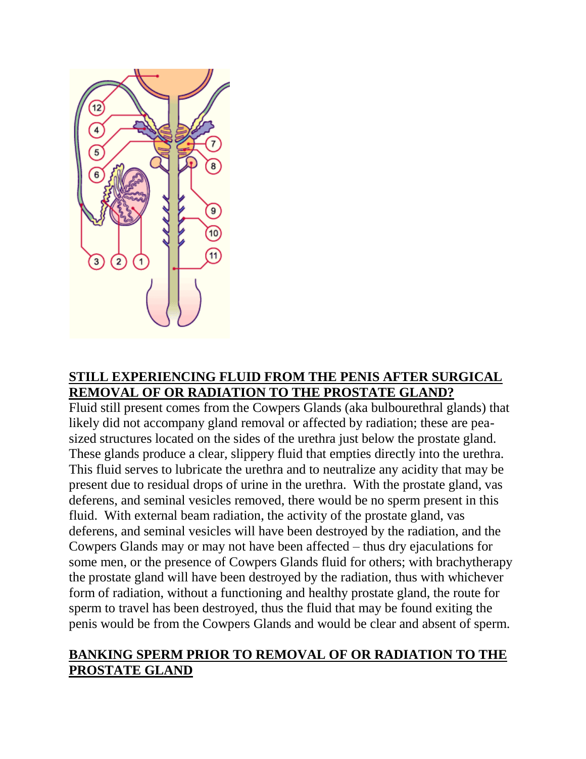**STILL EXPERIENCING FLUID FROM THE PENIS AFTER SURGICAL REMOVAL OF OR RADIATION TO THE PROSTATE GLAND?**

Fluid still present comes from the Cowpers Glands (aka bulbourethral glands) that likely did not accompany gland removal or affected by radiation; these are pea-sized structures located on the sides of the urethra just below the prostate gland. These glands produce a clear, slippery fluid that empties directly into the urethra. This fluid serves to lubricate the urethra and to neutralize any acidity that may be present due to residual drops of urine in the urethra. With the prostate gland, vas deferens, and seminal vesicles removed, there would be no sperm present in this fluid. With external beam radiation, the activity of the prostate gland, vas deferens, and seminal vesicles will have been destroyed by the radiation, and the Cowpers Glands may or may not have been affected – thus dry ejaculations for some men, or the presence of Cowpers Glands fluid for others; with brachytherapy the prostate gland will have been destroyed by the radiation, thus with whichever form of radiation, without a functioning and healthy prostate gland, the route for sperm to travel has been destroyed, thus the fluid that may be found exiting the penis would be from the Cowpers Glands and would be clear and absent of sperm.

**BANKING SPERM PRIOR TO REMOVAL OF OR RADIATION TO THE PROSTATE GLAND**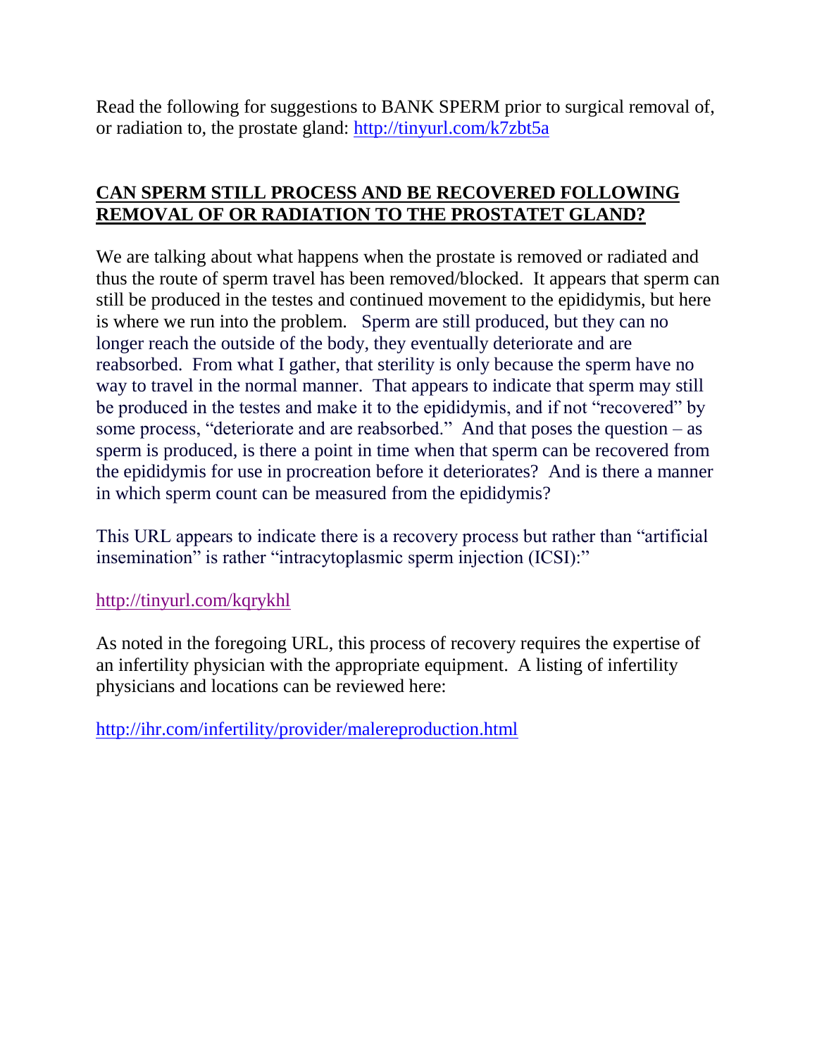Read the following for suggestions to BANK SPERM prior to surgical removal of, or radiation to, the prostate gland: http://tinyurl.com/k7zbt5a

**<u>CAN SPERM STILL PROCESS AND BE RECOVERED FOLLOWING REMOVAL OF OR RADIATION TO THE PROSTATET GLAND?</u>**

We are talking about what happens when the prostate is removed or radiated and thus the route of sperm travel has been removed/blocked. It appears that sperm can still be produced in the testes and continued movement to the epididymis, but here is where we run into the problem. Sperm are still produced, but they can no longer reach the outside of the body, they eventually deteriorate and are reabsorbed. From what I gather, that sterility is only because the sperm have no way to travel in the normal manner. That appears to indicate that sperm may still be produced in the testes and make it to the epididymis, and if not "recovered" by some process, "deteriorate and are reabsorbed." And that poses the question – as sperm is produced, is there a point in time when that sperm can be recovered from the epididymis for use in procreation before it deteriorates? And is there a manner in which sperm count can be measured from the epididymis?

This URL appears to indicate there is a recovery process but rather than "artificial insemination" is rather "intracytoplasmic sperm injection (ICSI):"

http://tinyurl.com/kqrykhl

As noted in the foregoing URL, this process of recovery requires the expertise of an infertility physician with the appropriate equipment. A listing of infertility physicians and locations can be reviewed here:

http://ihr.com/infertility/provider/malereproduction.html